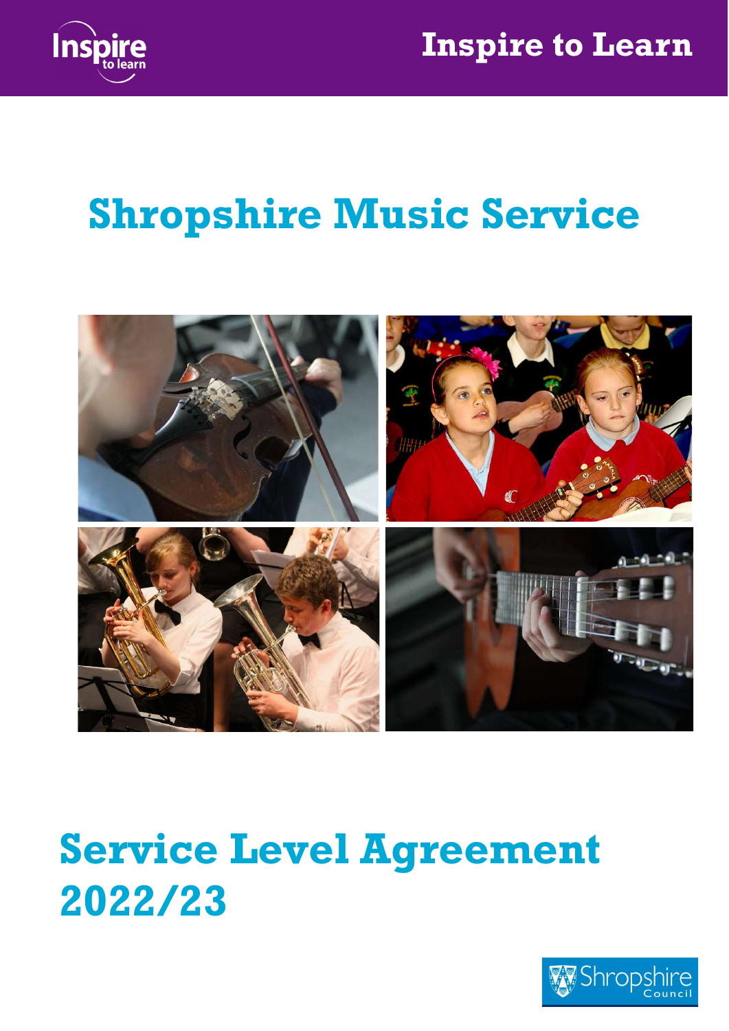Inspire to Learn

# Shropshire Music Service

# Service Level Agreement 2022/23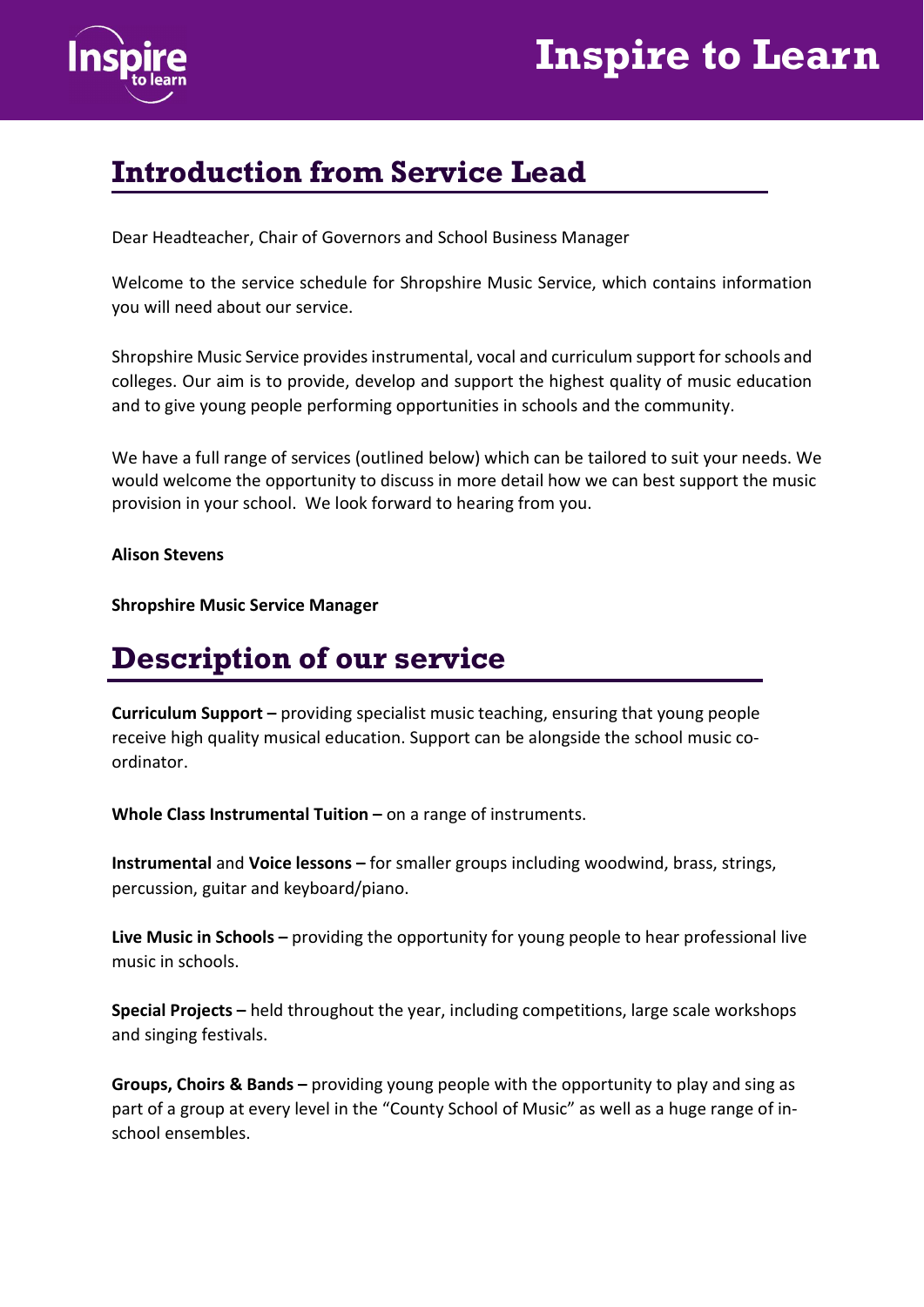## Introduction from Service Lead

Dear Headteacher, Chair of Governors and School Business Manager

Welcome to the service schedule for Shropshire Music Service, which contains information you will need about our service.

Shropshire Music Service provides instrumental, vocal and curriculum support for schools and colleges. Our aim is to provide, develop and support the highest quality of music education and to give young people performing opportunities in schools and the community.

We have a full range of services (outlined below) which can be tailored to suit your needs. We would welcome the opportunity to discuss in more detail how we can best support the music provision in your school. We look forward to hearing from you.

**Alison Stevens**

**Shropshire Music Service Manager**

## Description of our service

**Curriculum Support –** providing specialist music teaching, ensuring that young people receive high quality musical education. Support can be alongside the school music co-ordinator.

**Whole Class Instrumental Tuition –** on a range of instruments.

**Instrumental** and **Voice lessons –** for smaller groups including woodwind, brass, strings, percussion, guitar and keyboard/piano.

**Live Music in Schools –** providing the opportunity for young people to hear professional live music in schools.

**Special Projects –** held throughout the year, including competitions, large scale workshops and singing festivals.

**Groups, Choirs & Bands –** providing young people with the opportunity to play and sing as part of a group at every level in the "County School of Music" as well as a huge range of in-school ensembles.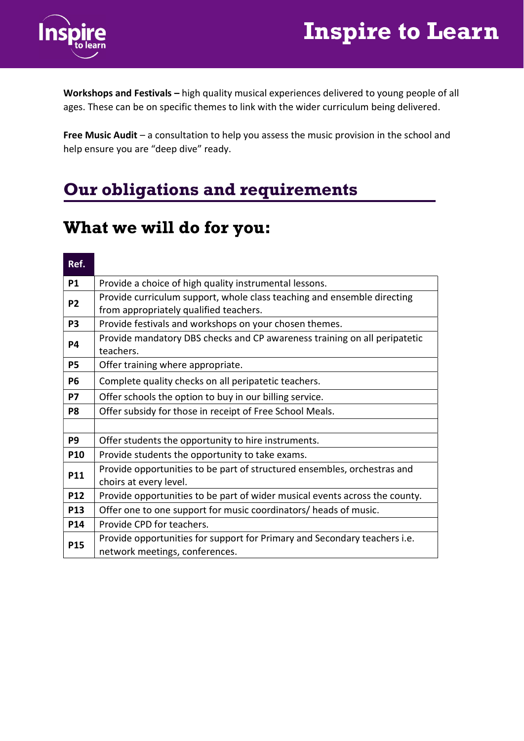**Workshops and Festivals –** high quality musical experiences delivered to young people of all ages. These can be on specific themes to link with the wider curriculum being delivered.

**Free Music Audit** – a consultation to help you assess the music provision in the school and help ensure you are "deep dive" ready.

## Our obligations and requirements

### What we will do for you:

| Ref. | |
|---|---|
| **P1** | Provide a choice of high quality instrumental lessons. |
| **P2** | Provide curriculum support, whole class teaching and ensemble directing from appropriately qualified teachers. |
| **P3** | Provide festivals and workshops on your chosen themes. |
| **P4** | Provide mandatory DBS checks and CP awareness training on all peripatetic teachers. |
| **P5** | Offer training where appropriate. |
| **P6** | Complete quality checks on all peripatetic teachers. |
| **P7** | Offer schools the option to buy in our billing service. |
| **P8** | Offer subsidy for those in receipt of Free School Meals. |
| | |
| **P9** | Offer students the opportunity to hire instruments. |
| **P10** | Provide students the opportunity to take exams. |
| **P11** | Provide opportunities to be part of structured ensembles, orchestras and choirs at every level. |
| **P12** | Provide opportunities to be part of wider musical events across the county. |
| **P13** | Offer one to one support for music coordinators/ heads of music. |
| **P14** | Provide CPD for teachers. |
| **P15** | Provide opportunities for support for Primary and Secondary teachers i.e. network meetings, conferences. |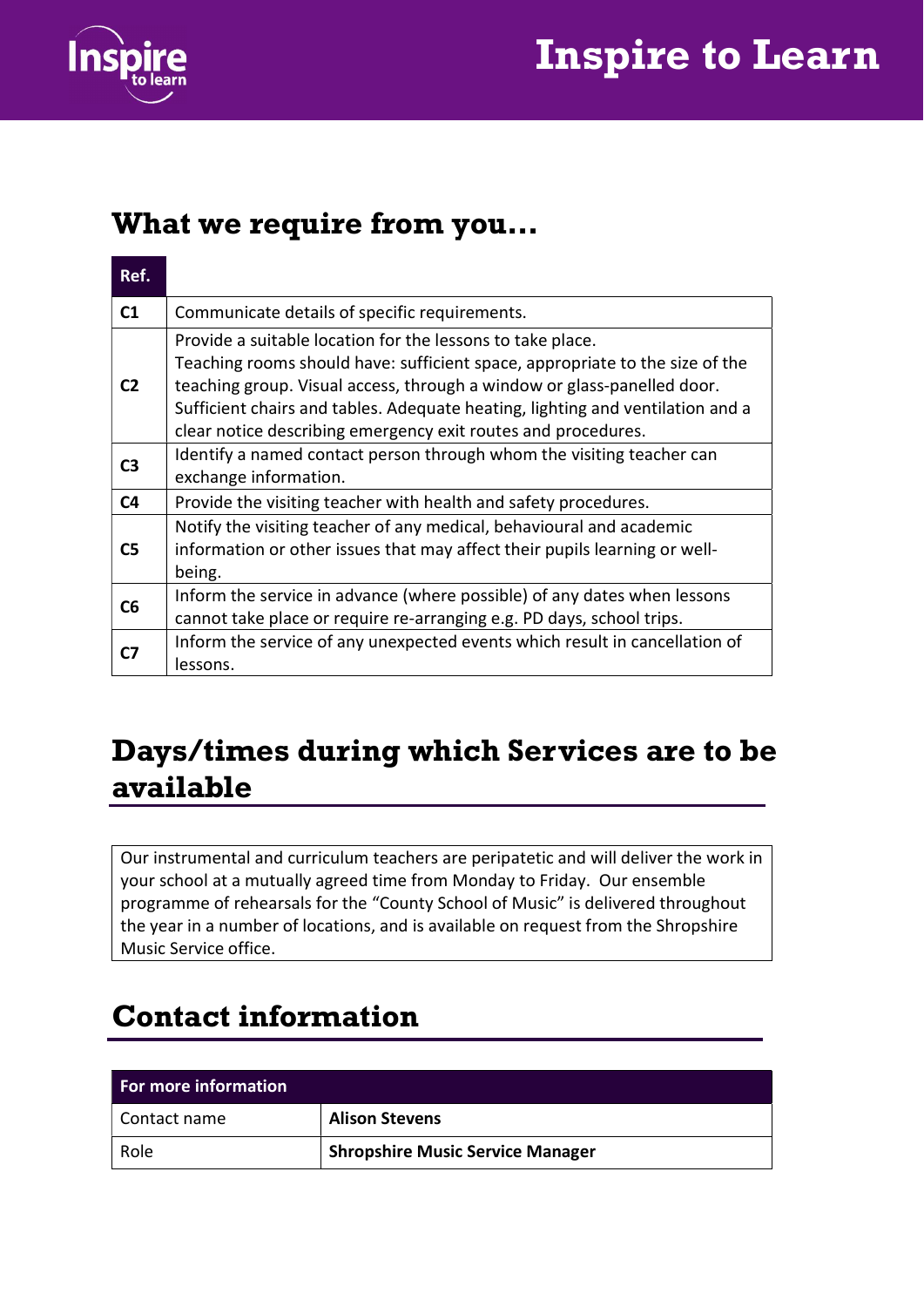## What we require from you…

| Ref. | |
|---|---|
| **C1** | Communicate details of specific requirements. |
| **C2** | Provide a suitable location for the lessons to take place.<br>Teaching rooms should have: sufficient space, appropriate to the size of the teaching group. Visual access, through a window or glass-panelled door. Sufficient chairs and tables. Adequate heating, lighting and ventilation and a clear notice describing emergency exit routes and procedures. |
| **C3** | Identify a named contact person through whom the visiting teacher can exchange information. |
| **C4** | Provide the visiting teacher with health and safety procedures. |
| **C5** | Notify the visiting teacher of any medical, behavioural and academic information or other issues that may affect their pupils learning or well-being. |
| **C6** | Inform the service in advance (where possible) of any dates when lessons cannot take place or require re-arranging e.g. PD days, school trips. |
| **C7** | Inform the service of any unexpected events which result in cancellation of lessons. |

## Days/times during which Services are to be available

Our instrumental and curriculum teachers are peripatetic and will deliver the work in your school at a mutually agreed time from Monday to Friday. Our ensemble programme of rehearsals for the "County School of Music" is delivered throughout the year in a number of locations, and is available on request from the Shropshire Music Service office.

## Contact information

| For more information | |
|---|---|
| Contact name | **Alison Stevens** |
| Role | **Shropshire Music Service Manager** |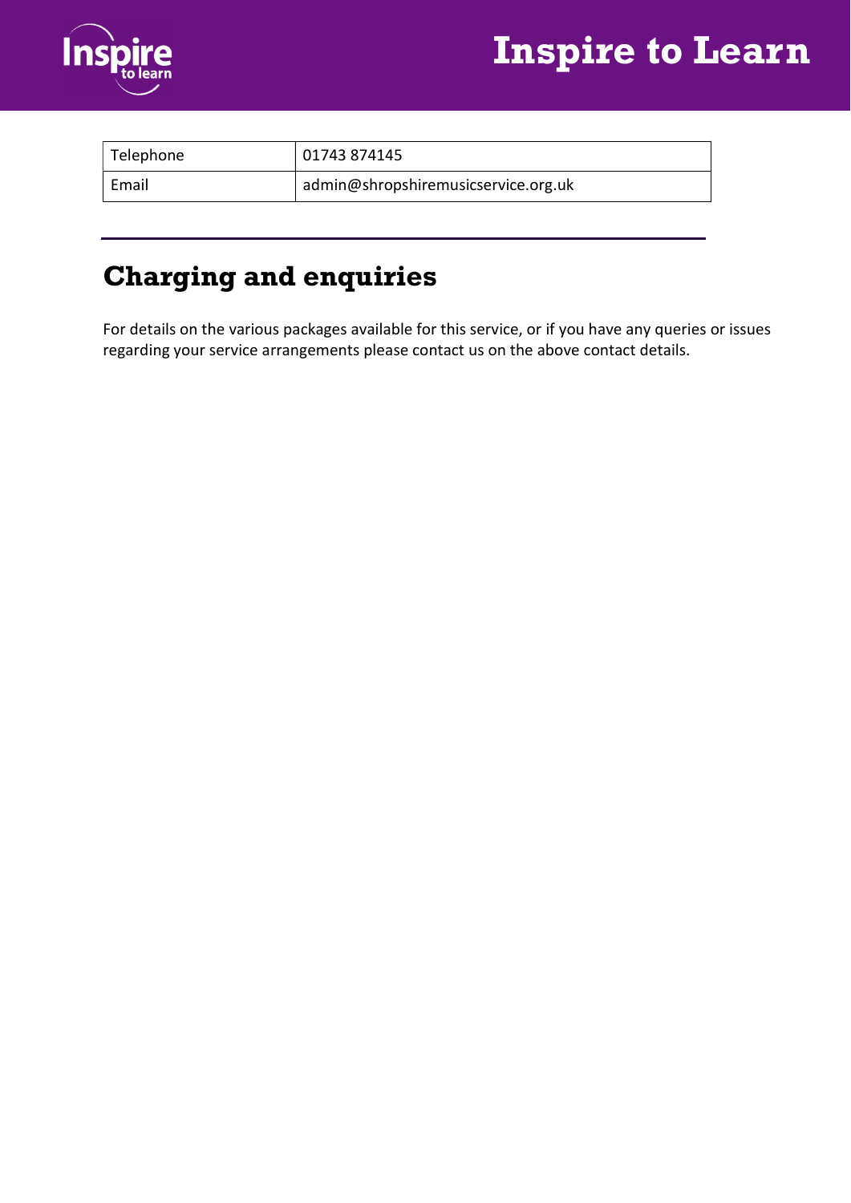| | |
|---|---|
| Telephone | 01743 874145 |
| Email | admin@shropshiremusicservice.org.uk |

## Charging and enquiries

For details on the various packages available for this service, or if you have any queries or issues regarding your service arrangements please contact us on the above contact details.